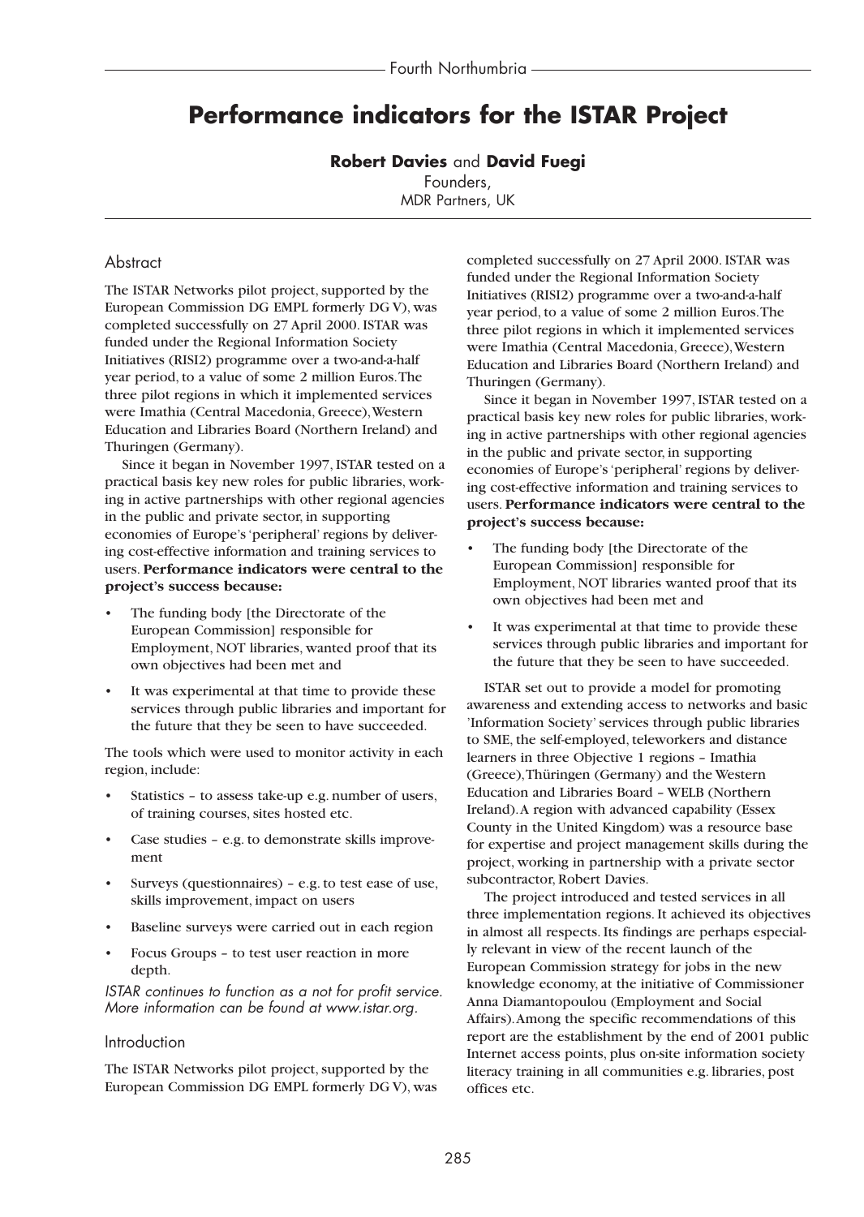# Performance indicators for the ISTAR Project

**Robert Davies** and **David Fuegi**
Founders,
MDR Partners, UK

## Abstract

The ISTAR Networks pilot project, supported by the European Commission DG EMPL formerly DG V), was completed successfully on 27 April 2000. ISTAR was funded under the Regional Information Society Initiatives (RISI2) programme over a two-and-a-half year period, to a value of some 2 million Euros. The three pilot regions in which it implemented services were Imathia (Central Macedonia, Greece), Western Education and Libraries Board (Northern Ireland) and Thuringen (Germany).

Since it began in November 1997, ISTAR tested on a practical basis key new roles for public libraries, working in active partnerships with other regional agencies in the public and private sector, in supporting economies of Europe's 'peripheral' regions by delivering cost-effective information and training services to users. **Performance indicators were central to the project's success because:**

- The funding body [the Directorate of the European Commission] responsible for Employment, NOT libraries, wanted proof that its own objectives had been met and
- It was experimental at that time to provide these services through public libraries and important for the future that they be seen to have succeeded.

The tools which were used to monitor activity in each region, include:

- Statistics – to assess take-up e.g. number of users, of training courses, sites hosted etc.
- Case studies – e.g. to demonstrate skills improvement
- Surveys (questionnaires) – e.g. to test ease of use, skills improvement, impact on users
- Baseline surveys were carried out in each region
- Focus Groups – to test user reaction in more depth.

*ISTAR continues to function as a not for profit service. More information can be found at www.istar.org.*

## Introduction

The ISTAR Networks pilot project, supported by the European Commission DG EMPL formerly DG V), was completed successfully on 27 April 2000. ISTAR was funded under the Regional Information Society Initiatives (RISI2) programme over a two-and-a-half year period, to a value of some 2 million Euros. The three pilot regions in which it implemented services were Imathia (Central Macedonia, Greece), Western Education and Libraries Board (Northern Ireland) and Thuringen (Germany).

Since it began in November 1997, ISTAR tested on a practical basis key new roles for public libraries, working in active partnerships with other regional agencies in the public and private sector, in supporting economies of Europe's 'peripheral' regions by delivering cost-effective information and training services to users. **Performance indicators were central to the project's success because:**

- The funding body [the Directorate of the European Commission] responsible for Employment, NOT libraries wanted proof that its own objectives had been met and
- It was experimental at that time to provide these services through public libraries and important for the future that they be seen to have succeeded.

ISTAR set out to provide a model for promoting awareness and extending access to networks and basic 'Information Society' services through public libraries to SME, the self-employed, teleworkers and distance learners in three Objective 1 regions – Imathia (Greece), Thüringen (Germany) and the Western Education and Libraries Board – WELB (Northern Ireland). A region with advanced capability (Essex County in the United Kingdom) was a resource base for expertise and project management skills during the project, working in partnership with a private sector subcontractor, Robert Davies.

The project introduced and tested services in all three implementation regions. It achieved its objectives in almost all respects. Its findings are perhaps especially relevant in view of the recent launch of the European Commission strategy for jobs in the new knowledge economy, at the initiative of Commissioner Anna Diamantopoulou (Employment and Social Affairs). Among the specific recommendations of this report are the establishment by the end of 2001 public Internet access points, plus on-site information society literacy training in all communities e.g. libraries, post offices etc.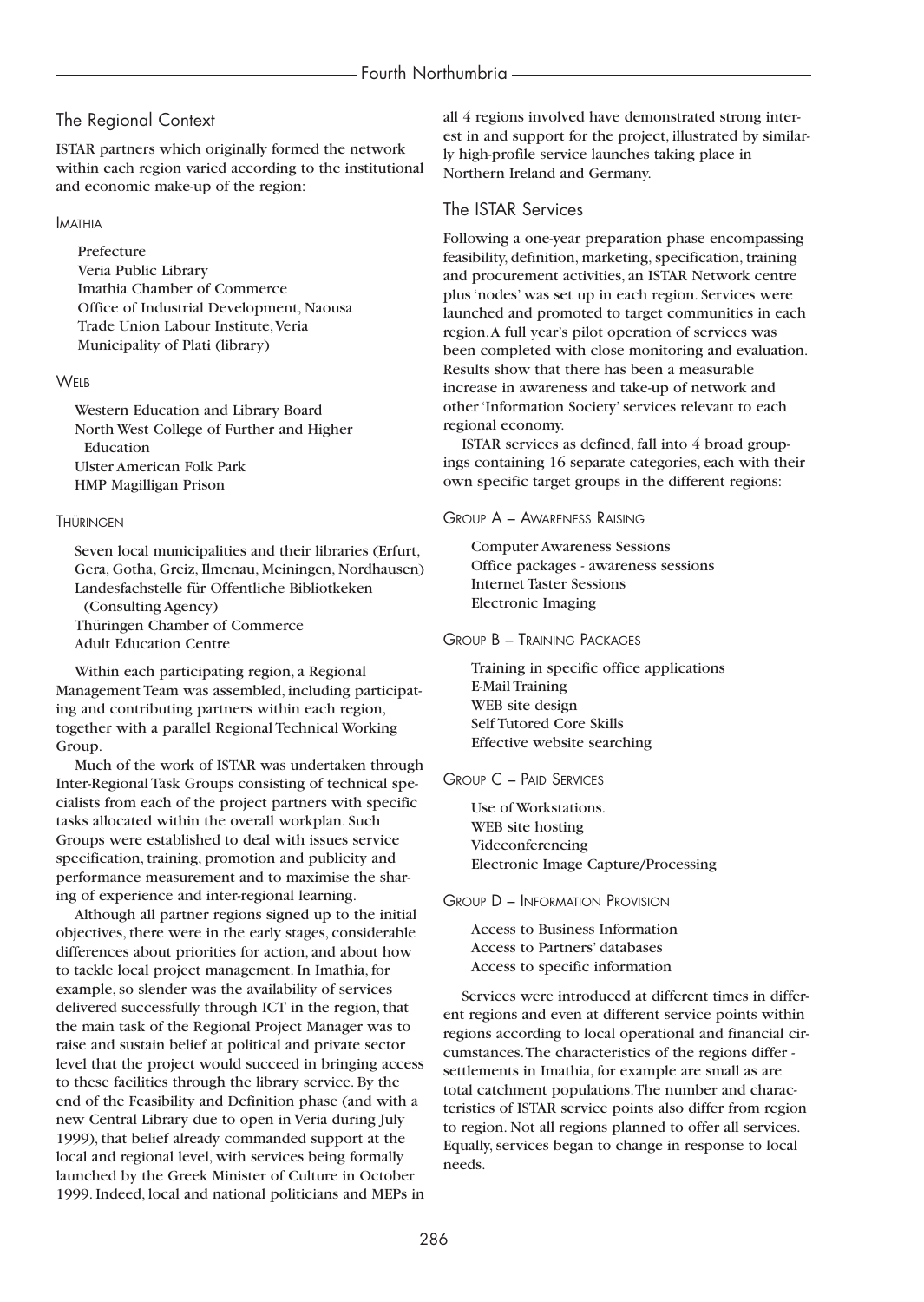## The Regional Context

ISTAR partners which originally formed the network within each region varied according to the institutional and economic make-up of the region:

### Imathia

Prefecture
Veria Public Library
Imathia Chamber of Commerce
Office of Industrial Development, Naousa
Trade Union Labour Institute, Veria
Municipality of Plati (library)

### WELB

Western Education and Library Board
North West College of Further and Higher Education
Ulster American Folk Park
HMP Magilligan Prison

### Thüringen

Seven local municipalities and their libraries (Erfurt, Gera, Gotha, Greiz, Ilmenau, Meiningen, Nordhausen)
Landesfachstelle für Offentliche Bibliotkeken (Consulting Agency)
Thüringen Chamber of Commerce
Adult Education Centre

Within each participating region, a Regional Management Team was assembled, including participating and contributing partners within each region, together with a parallel Regional Technical Working Group.

Much of the work of ISTAR was undertaken through Inter-Regional Task Groups consisting of technical specialists from each of the project partners with specific tasks allocated within the overall workplan. Such Groups were established to deal with issues service specification, training, promotion and publicity and performance measurement and to maximise the sharing of experience and inter-regional learning.

Although all partner regions signed up to the initial objectives, there were in the early stages, considerable differences about priorities for action, and about how to tackle local project management. In Imathia, for example, so slender was the availability of services delivered successfully through ICT in the region, that the main task of the Regional Project Manager was to raise and sustain belief at political and private sector level that the project would succeed in bringing access to these facilities through the library service. By the end of the Feasibility and Definition phase (and with a new Central Library due to open in Veria during July 1999), that belief already commanded support at the local and regional level, with services being formally launched by the Greek Minister of Culture in October 1999. Indeed, local and national politicians and MEPs in all 4 regions involved have demonstrated strong interest in and support for the project, illustrated by similarly high-profile service launches taking place in Northern Ireland and Germany.

## The ISTAR Services

Following a one-year preparation phase encompassing feasibility, definition, marketing, specification, training and procurement activities, an ISTAR Network centre plus 'nodes' was set up in each region. Services were launched and promoted to target communities in each region. A full year's pilot operation of services was been completed with close monitoring and evaluation. Results show that there has been a measurable increase in awareness and take-up of network and other 'Information Society' services relevant to each regional economy.

ISTAR services as defined, fall into 4 broad groupings containing 16 separate categories, each with their own specific target groups in the different regions:

### Group A – Awareness Raising

Computer Awareness Sessions
Office packages - awareness sessions
Internet Taster Sessions
Electronic Imaging

### Group B – Training Packages

Training in specific office applications
E-Mail Training
WEB site design
Self Tutored Core Skills
Effective website searching

### Group C – Paid Services

Use of Workstations.
WEB site hosting
Videoconferencing
Electronic Image Capture/Processing

### Group D – Information Provision

Access to Business Information
Access to Partners' databases
Access to specific information

Services were introduced at different times in different regions and even at different service points within regions according to local operational and financial circumstances. The characteristics of the regions differ - settlements in Imathia, for example are small as are total catchment populations. The number and characteristics of ISTAR service points also differ from region to region. Not all regions planned to offer all services. Equally, services began to change in response to local needs.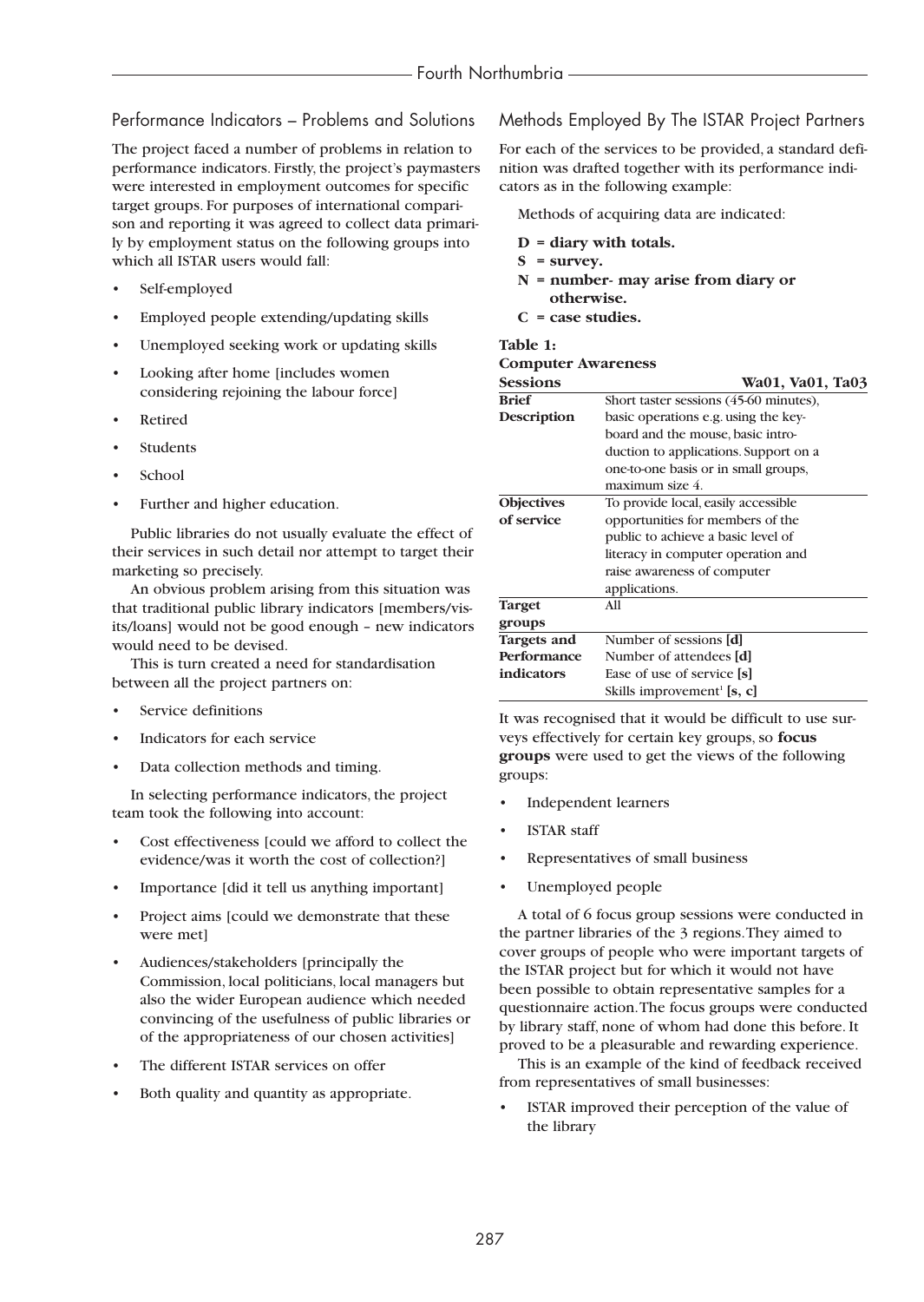## Performance Indicators – Problems and Solutions

The project faced a number of problems in relation to performance indicators. Firstly, the project's paymasters were interested in employment outcomes for specific target groups. For purposes of international comparison and reporting it was agreed to collect data primarily by employment status on the following groups into which all ISTAR users would fall:

- Self-employed
- Employed people extending/updating skills
- Unemployed seeking work or updating skills
- Looking after home [includes women considering rejoining the labour force]
- Retired
- Students
- School
- Further and higher education.

Public libraries do not usually evaluate the effect of their services in such detail nor attempt to target their marketing so precisely.

An obvious problem arising from this situation was that traditional public library indicators [members/visits/loans] would not be good enough – new indicators would need to be devised.

This is turn created a need for standardisation between all the project partners on:

- Service definitions
- Indicators for each service
- Data collection methods and timing.

In selecting performance indicators, the project team took the following into account:

- Cost effectiveness [could we afford to collect the evidence/was it worth the cost of collection?]
- Importance [did it tell us anything important]
- Project aims [could we demonstrate that these were met]
- Audiences/stakeholders [principally the Commission, local politicians, local managers but also the wider European audience which needed convincing of the usefulness of public libraries or of the appropriateness of our chosen activities]
- The different ISTAR services on offer
- Both quality and quantity as appropriate.

## Methods Employed By The ISTAR Project Partners

For each of the services to be provided, a standard definition was drafted together with its performance indicators as in the following example:

Methods of acquiring data are indicated:

**D = diary with totals.**
**S = survey.**
**N = number- may arise from diary or otherwise.**
**C = case studies.**

**Table 1:**
**Computer Awareness**

| **Sessions** | **Wa01, Va01, Ta03** |
|---|---|
| **Brief Description** | Short taster sessions (45-60 minutes), basic operations e.g. using the keyboard and the mouse, basic introduction to applications. Support on a one-to-one basis or in small groups, maximum size 4. |
| **Objectives of service** | To provide local, easily accessible opportunities for members of the public to achieve a basic level of literacy in computer operation and raise awareness of computer applications. |
| **Target groups** | All |
| **Targets and Performance indicators** | Number of sessions **[d]**<br>Number of attendees **[d]**<br>Ease of use of service **[s]**<br>Skills improvement[1] **[s, c]** |

It was recognised that it would be difficult to use surveys effectively for certain key groups, so **focus groups** were used to get the views of the following groups:

- Independent learners
- ISTAR staff
- Representatives of small business
- Unemployed people

A total of 6 focus group sessions were conducted in the partner libraries of the 3 regions. They aimed to cover groups of people who were important targets of the ISTAR project but for which it would not have been possible to obtain representative samples for a questionnaire action. The focus groups were conducted by library staff, none of whom had done this before. It proved to be a pleasurable and rewarding experience.

This is an example of the kind of feedback received from representatives of small businesses:

- ISTAR improved their perception of the value of the library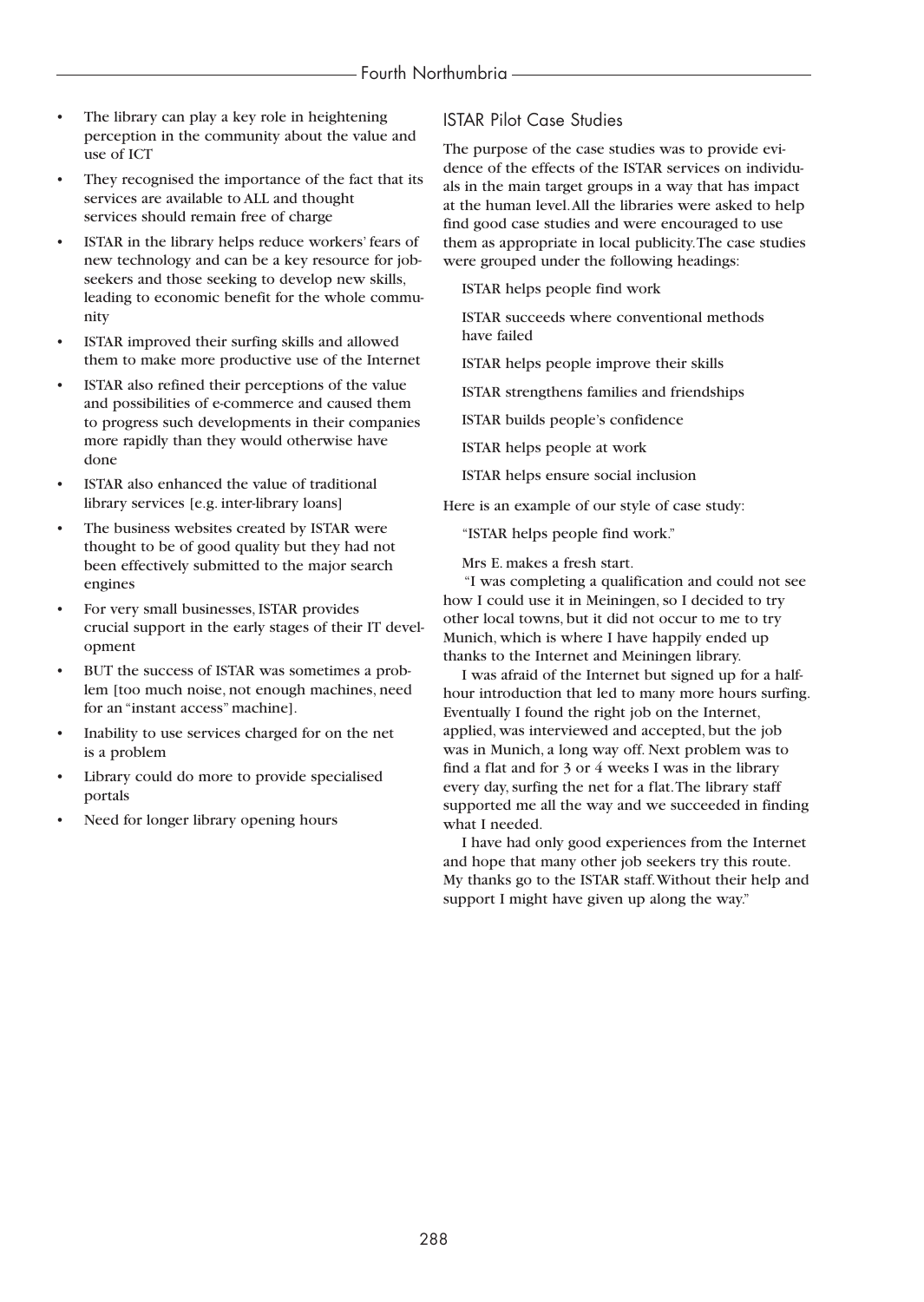- The library can play a key role in heightening perception in the community about the value and use of ICT
- They recognised the importance of the fact that its services are available to ALL and thought services should remain free of charge
- ISTAR in the library helps reduce workers' fears of new technology and can be a key resource for job-seekers and those seeking to develop new skills, leading to economic benefit for the whole community
- ISTAR improved their surfing skills and allowed them to make more productive use of the Internet
- ISTAR also refined their perceptions of the value and possibilities of e-commerce and caused them to progress such developments in their companies more rapidly than they would otherwise have done
- ISTAR also enhanced the value of traditional library services [e.g. inter-library loans]
- The business websites created by ISTAR were thought to be of good quality but they had not been effectively submitted to the major search engines
- For very small businesses, ISTAR provides crucial support in the early stages of their IT development
- BUT the success of ISTAR was sometimes a problem [too much noise, not enough machines, need for an "instant access" machine].
- Inability to use services charged for on the net is a problem
- Library could do more to provide specialised portals
- Need for longer library opening hours

## ISTAR Pilot Case Studies

The purpose of the case studies was to provide evidence of the effects of the ISTAR services on individuals in the main target groups in a way that has impact at the human level. All the libraries were asked to help find good case studies and were encouraged to use them as appropriate in local publicity. The case studies were grouped under the following headings:

ISTAR helps people find work

ISTAR succeeds where conventional methods have failed

ISTAR helps people improve their skills

ISTAR strengthens families and friendships

ISTAR builds people's confidence

ISTAR helps people at work

ISTAR helps ensure social inclusion

Here is an example of our style of case study:

"ISTAR helps people find work."

Mrs E. makes a fresh start.

"I was completing a qualification and could not see how I could use it in Meiningen, so I decided to try other local towns, but it did not occur to me to try Munich, which is where I have happily ended up thanks to the Internet and Meiningen library.

I was afraid of the Internet but signed up for a half-hour introduction that led to many more hours surfing. Eventually I found the right job on the Internet, applied, was interviewed and accepted, but the job was in Munich, a long way off. Next problem was to find a flat and for 3 or 4 weeks I was in the library every day, surfing the net for a flat. The library staff supported me all the way and we succeeded in finding what I needed.

I have had only good experiences from the Internet and hope that many other job seekers try this route. My thanks go to the ISTAR staff. Without their help and support I might have given up along the way."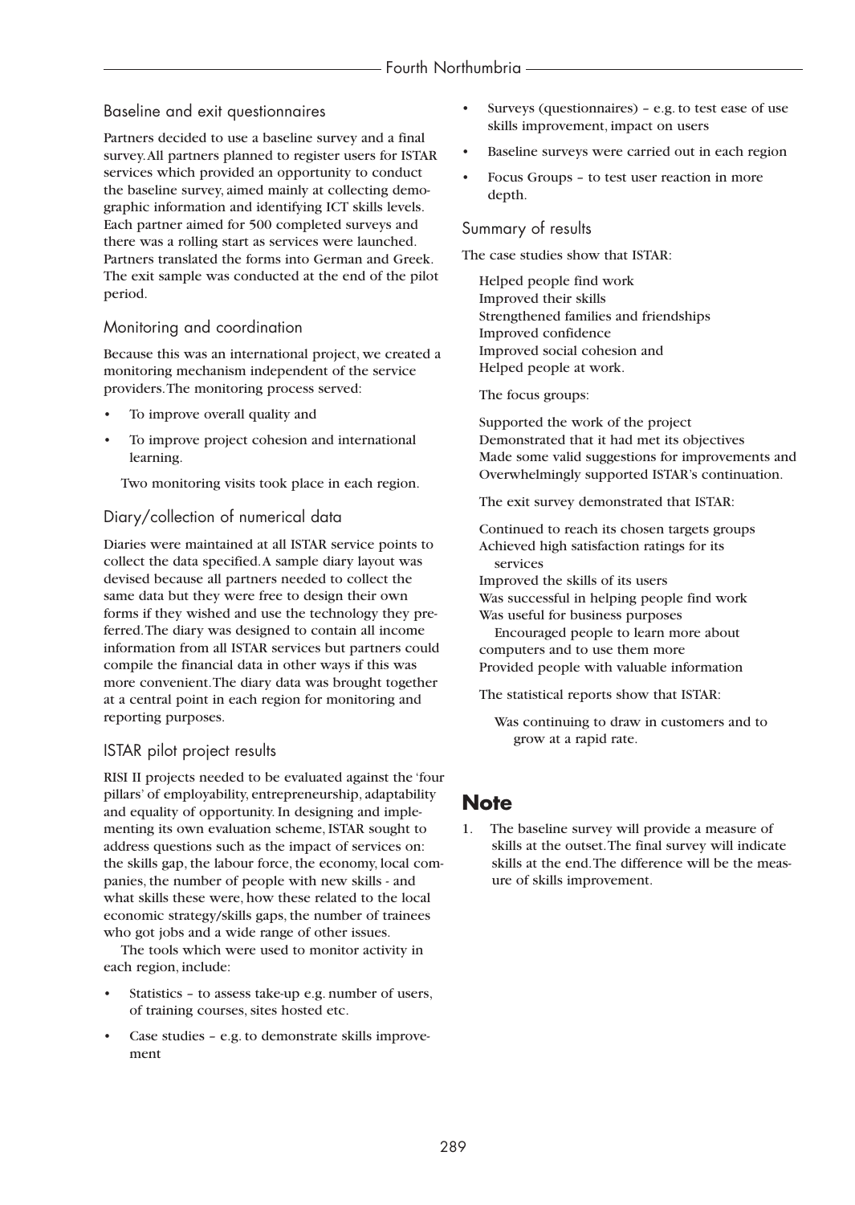### Baseline and exit questionnaires

Partners decided to use a baseline survey and a final survey. All partners planned to register users for ISTAR services which provided an opportunity to conduct the baseline survey, aimed mainly at collecting demographic information and identifying ICT skills levels. Each partner aimed for 500 completed surveys and there was a rolling start as services were launched. Partners translated the forms into German and Greek. The exit sample was conducted at the end of the pilot period.

### Monitoring and coordination

Because this was an international project, we created a monitoring mechanism independent of the service providers. The monitoring process served:

- To improve overall quality and
- To improve project cohesion and international learning.

Two monitoring visits took place in each region.

### Diary/collection of numerical data

Diaries were maintained at all ISTAR service points to collect the data specified. A sample diary layout was devised because all partners needed to collect the same data but they were free to design their own forms if they wished and use the technology they preferred. The diary was designed to contain all income information from all ISTAR services but partners could compile the financial data in other ways if this was more convenient. The diary data was brought together at a central point in each region for monitoring and reporting purposes.

### ISTAR pilot project results

RISI II projects needed to be evaluated against the 'four pillars' of employability, entrepreneurship, adaptability and equality of opportunity. In designing and implementing its own evaluation scheme, ISTAR sought to address questions such as the impact of services on: the skills gap, the labour force, the economy, local companies, the number of people with new skills - and what skills these were, how these related to the local economic strategy/skills gaps, the number of trainees who got jobs and a wide range of other issues.

The tools which were used to monitor activity in each region, include:

- Statistics – to assess take-up e.g. number of users, of training courses, sites hosted etc.
- Case studies – e.g. to demonstrate skills improvement
- Surveys (questionnaires) – e.g. to test ease of use skills improvement, impact on users
- Baseline surveys were carried out in each region
- Focus Groups – to test user reaction in more depth.

### Summary of results

The case studies show that ISTAR:

Helped people find work
Improved their skills
Strengthened families and friendships
Improved confidence
Improved social cohesion and
Helped people at work.

The focus groups:

Supported the work of the project
Demonstrated that it had met its objectives
Made some valid suggestions for improvements and
Overwhelmingly supported ISTAR's continuation.

The exit survey demonstrated that ISTAR:

Continued to reach its chosen targets groups
Achieved high satisfaction ratings for its services
Improved the skills of its users
Was successful in helping people find work
Was useful for business purposes
Encouraged people to learn more about computers and to use them more
Provided people with valuable information

The statistical reports show that ISTAR:

Was continuing to draw in customers and to grow at a rapid rate.

## Note

1. The baseline survey will provide a measure of skills at the outset. The final survey will indicate skills at the end. The difference will be the measure of skills improvement.